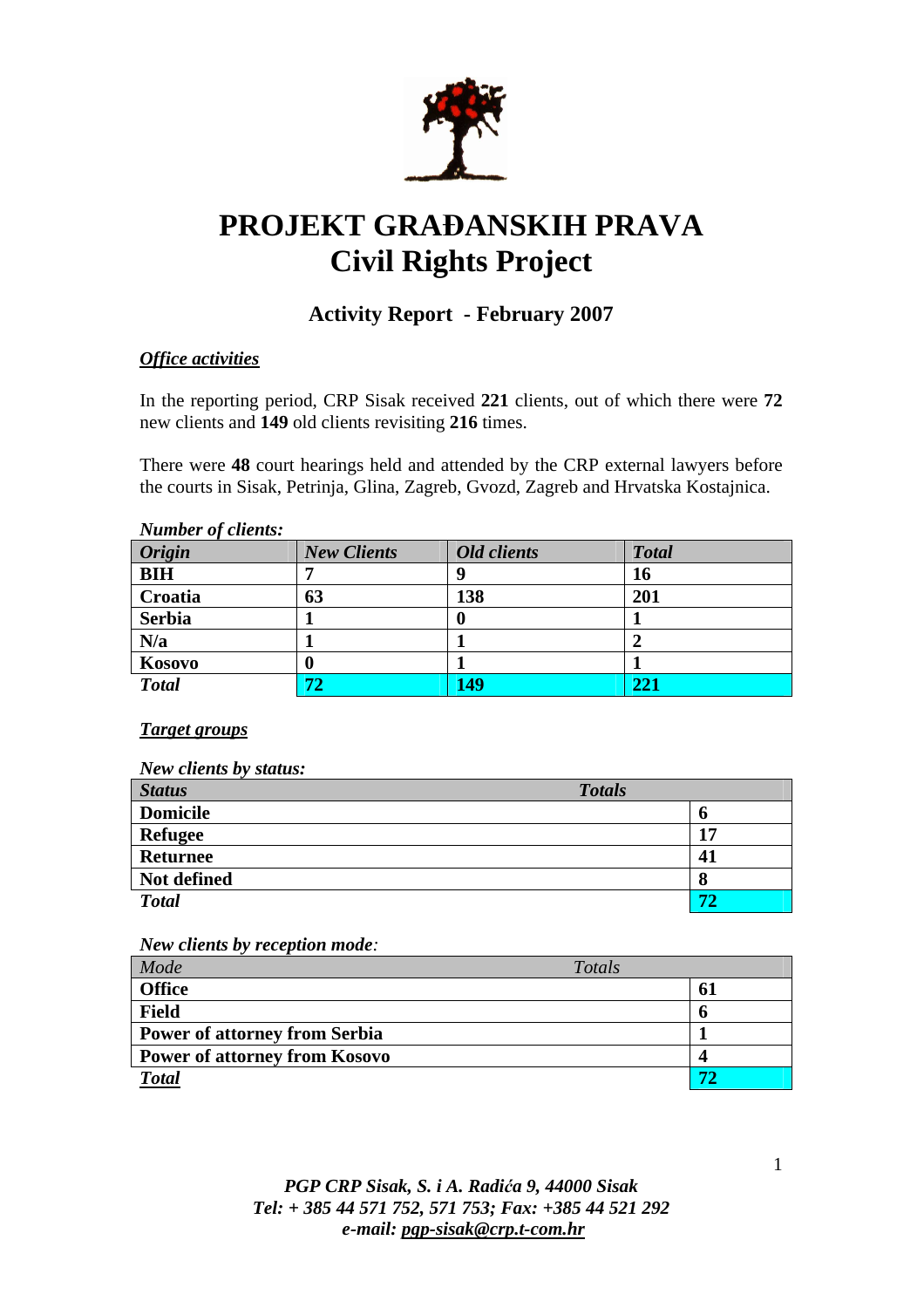# PROJEKT GRAĐANSKIH PRAVA
# Civil Rights Project

## Activity Report - February 2007

***Office activities***

In the reporting period, CRP Sisak received **221** clients, out of which there were **72** new clients and **149** old clients revisiting **216** times.

There were **48** court hearings held and attended by the CRP external lawyers before the courts in Sisak, Petrinja, Glina, Zagreb, Gvozd, Zagreb and Hrvatska Kostajnica.

***Number of clients:***

| *Origin* | *New Clients* | *Old clients* | *Total* |
|---|---|---|---|
| **BIH** | **7** | **9** | **16** |
| **Croatia** | **63** | **138** | **201** |
| **Serbia** | **1** | **0** | **1** |
| **N/a** | **1** | **1** | **2** |
| **Kosovo** | **0** | **1** | **1** |
| ***Total*** | **72** | **149** | **221** |

***Target groups***

***New clients by status:***

| *Status* | *Totals* |
|---|---|
| **Domicile** | **6** |
| **Refugee** | **17** |
| **Returnee** | **41** |
| **Not defined** | **8** |
| ***Total*** | **72** |

***New clients by reception mode:***

| *Mode* | *Totals* |
|---|---|
| **Office** | **61** |
| **Field** | **6** |
| **Power of attorney from Serbia** | **1** |
| **Power of attorney from Kosovo** | **4** |
| ***Total*** | **72** |

*PGP CRP Sisak, S. i A. Radića 9, 44000 Sisak*
*Tel: + 385 44 571 752, 571 753; Fax: +385 44 521 292*
*e-mail: pgp-sisak@crp.t-com.hr*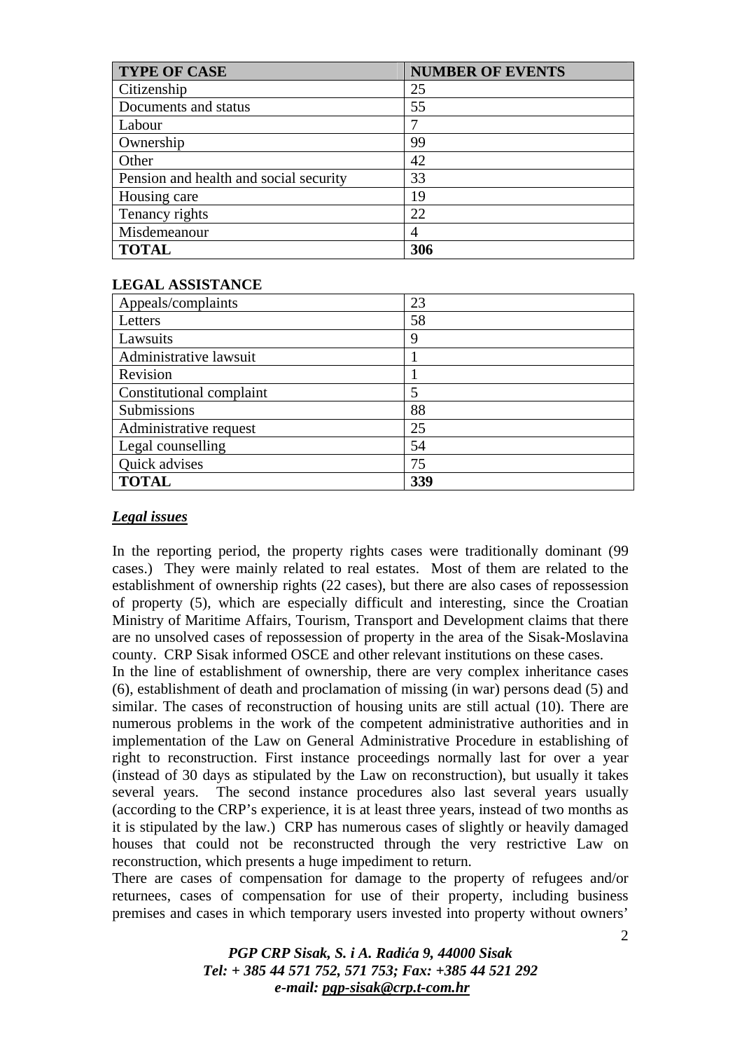| TYPE OF CASE | NUMBER OF EVENTS |
|---|---|
| Citizenship | 25 |
| Documents and status | 55 |
| Labour | 7 |
| Ownership | 99 |
| Other | 42 |
| Pension and health and social security | 33 |
| Housing care | 19 |
| Tenancy rights | 22 |
| Misdemeanour | 4 |
| **TOTAL** | **306** |

**LEGAL ASSISTANCE**

| | |
|---|---|
| Appeals/complaints | 23 |
| Letters | 58 |
| Lawsuits | 9 |
| Administrative lawsuit | 1 |
| Revision | 1 |
| Constitutional complaint | 5 |
| Submissions | 88 |
| Administrative request | 25 |
| Legal counselling | 54 |
| Quick advises | 75 |
| **TOTAL** | **339** |

***Legal issues***

In the reporting period, the property rights cases were traditionally dominant (99 cases.) They were mainly related to real estates. Most of them are related to the establishment of ownership rights (22 cases), but there are also cases of repossession of property (5), which are especially difficult and interesting, since the Croatian Ministry of Maritime Affairs, Tourism, Transport and Development claims that there are no unsolved cases of repossession of property in the area of the Sisak-Moslavina county. CRP Sisak informed OSCE and other relevant institutions on these cases.

In the line of establishment of ownership, there are very complex inheritance cases (6), establishment of death and proclamation of missing (in war) persons dead (5) and similar. The cases of reconstruction of housing units are still actual (10). There are numerous problems in the work of the competent administrative authorities and in implementation of the Law on General Administrative Procedure in establishing of right to reconstruction. First instance proceedings normally last for over a year (instead of 30 days as stipulated by the Law on reconstruction), but usually it takes several years. The second instance procedures also last several years usually (according to the CRP's experience, it is at least three years, instead of two months as it is stipulated by the law.) CRP has numerous cases of slightly or heavily damaged houses that could not be reconstructed through the very restrictive Law on reconstruction, which presents a huge impediment to return.

There are cases of compensation for damage to the property of refugees and/or returnees, cases of compensation for use of their property, including business premises and cases in which temporary users invested into property without owners'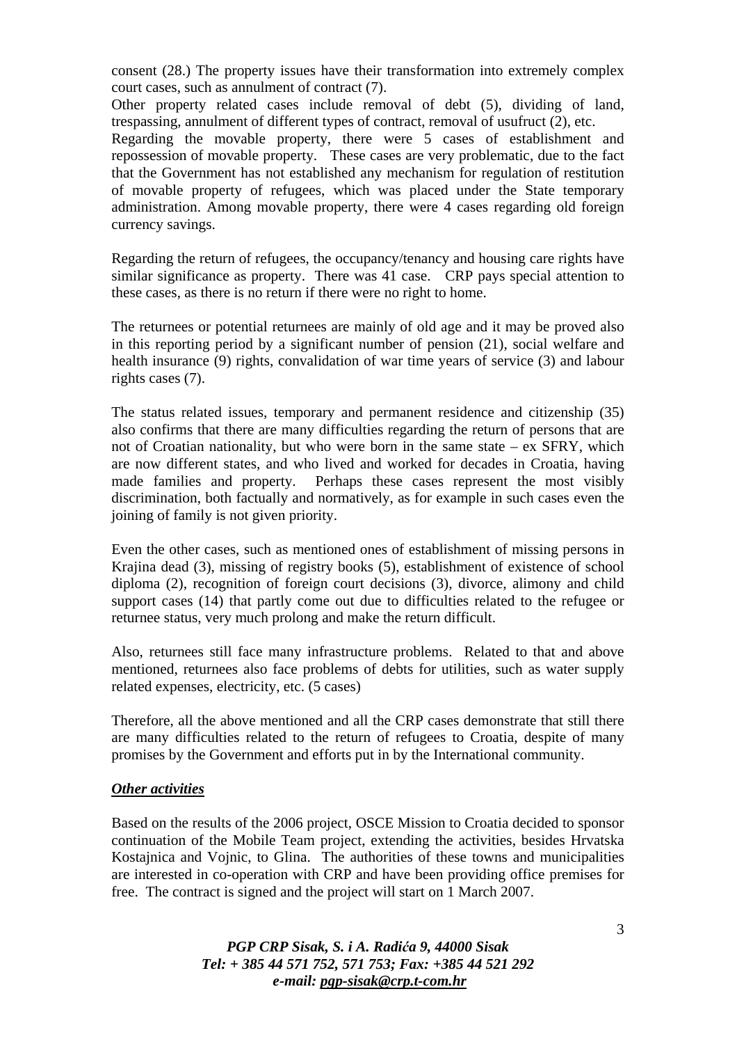consent (28.) The property issues have their transformation into extremely complex court cases, such as annulment of contract (7).

Other property related cases include removal of debt (5), dividing of land, trespassing, annulment of different types of contract, removal of usufruct (2), etc.

Regarding the movable property, there were 5 cases of establishment and repossession of movable property. These cases are very problematic, due to the fact that the Government has not established any mechanism for regulation of restitution of movable property of refugees, which was placed under the State temporary administration. Among movable property, there were 4 cases regarding old foreign currency savings.

Regarding the return of refugees, the occupancy/tenancy and housing care rights have similar significance as property. There was 41 case. CRP pays special attention to these cases, as there is no return if there were no right to home.

The returnees or potential returnees are mainly of old age and it may be proved also in this reporting period by a significant number of pension (21), social welfare and health insurance (9) rights, convalidation of war time years of service (3) and labour rights cases (7).

The status related issues, temporary and permanent residence and citizenship (35) also confirms that there are many difficulties regarding the return of persons that are not of Croatian nationality, but who were born in the same state – ex SFRY, which are now different states, and who lived and worked for decades in Croatia, having made families and property. Perhaps these cases represent the most visibly discrimination, both factually and normatively, as for example in such cases even the joining of family is not given priority.

Even the other cases, such as mentioned ones of establishment of missing persons in Krajina dead (3), missing of registry books (5), establishment of existence of school diploma (2), recognition of foreign court decisions (3), divorce, alimony and child support cases (14) that partly come out due to difficulties related to the refugee or returnee status, very much prolong and make the return difficult.

Also, returnees still face many infrastructure problems. Related to that and above mentioned, returnees also face problems of debts for utilities, such as water supply related expenses, electricity, etc. (5 cases)

Therefore, all the above mentioned and all the CRP cases demonstrate that still there are many difficulties related to the return of refugees to Croatia, despite of many promises by the Government and efforts put in by the International community.

***Other activities***

Based on the results of the 2006 project, OSCE Mission to Croatia decided to sponsor continuation of the Mobile Team project, extending the activities, besides Hrvatska Kostajnica and Vojnic, to Glina. The authorities of these towns and municipalities are interested in co-operation with CRP and have been providing office premises for free. The contract is signed and the project will start on 1 March 2007.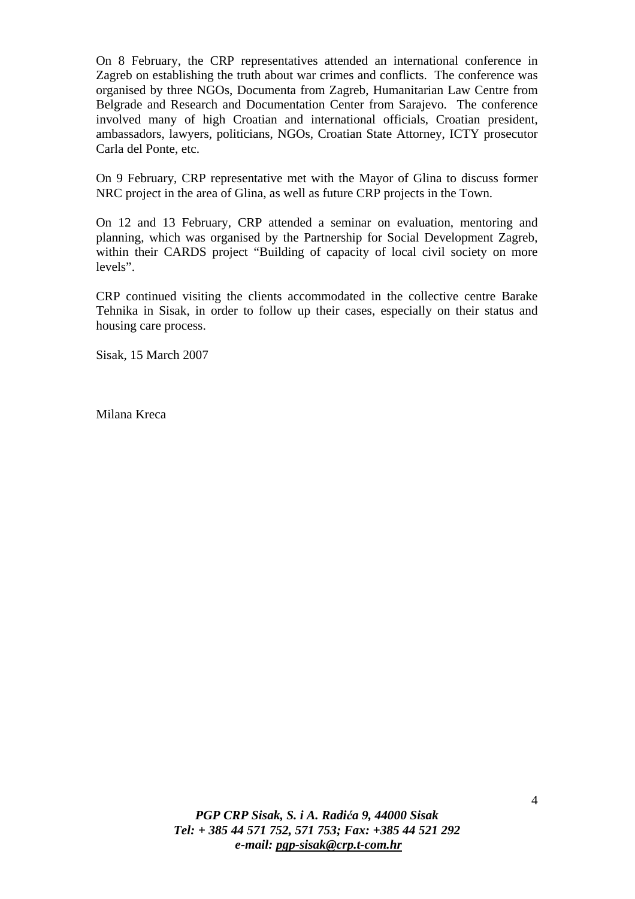On 8 February, the CRP representatives attended an international conference in Zagreb on establishing the truth about war crimes and conflicts. The conference was organised by three NGOs, Documenta from Zagreb, Humanitarian Law Centre from Belgrade and Research and Documentation Center from Sarajevo. The conference involved many of high Croatian and international officials, Croatian president, ambassadors, lawyers, politicians, NGOs, Croatian State Attorney, ICTY prosecutor Carla del Ponte, etc.

On 9 February, CRP representative met with the Mayor of Glina to discuss former NRC project in the area of Glina, as well as future CRP projects in the Town.

On 12 and 13 February, CRP attended a seminar on evaluation, mentoring and planning, which was organised by the Partnership for Social Development Zagreb, within their CARDS project "Building of capacity of local civil society on more levels".

CRP continued visiting the clients accommodated in the collective centre Barake Tehnika in Sisak, in order to follow up their cases, especially on their status and housing care process.

Sisak, 15 March 2007

Milana Kreca